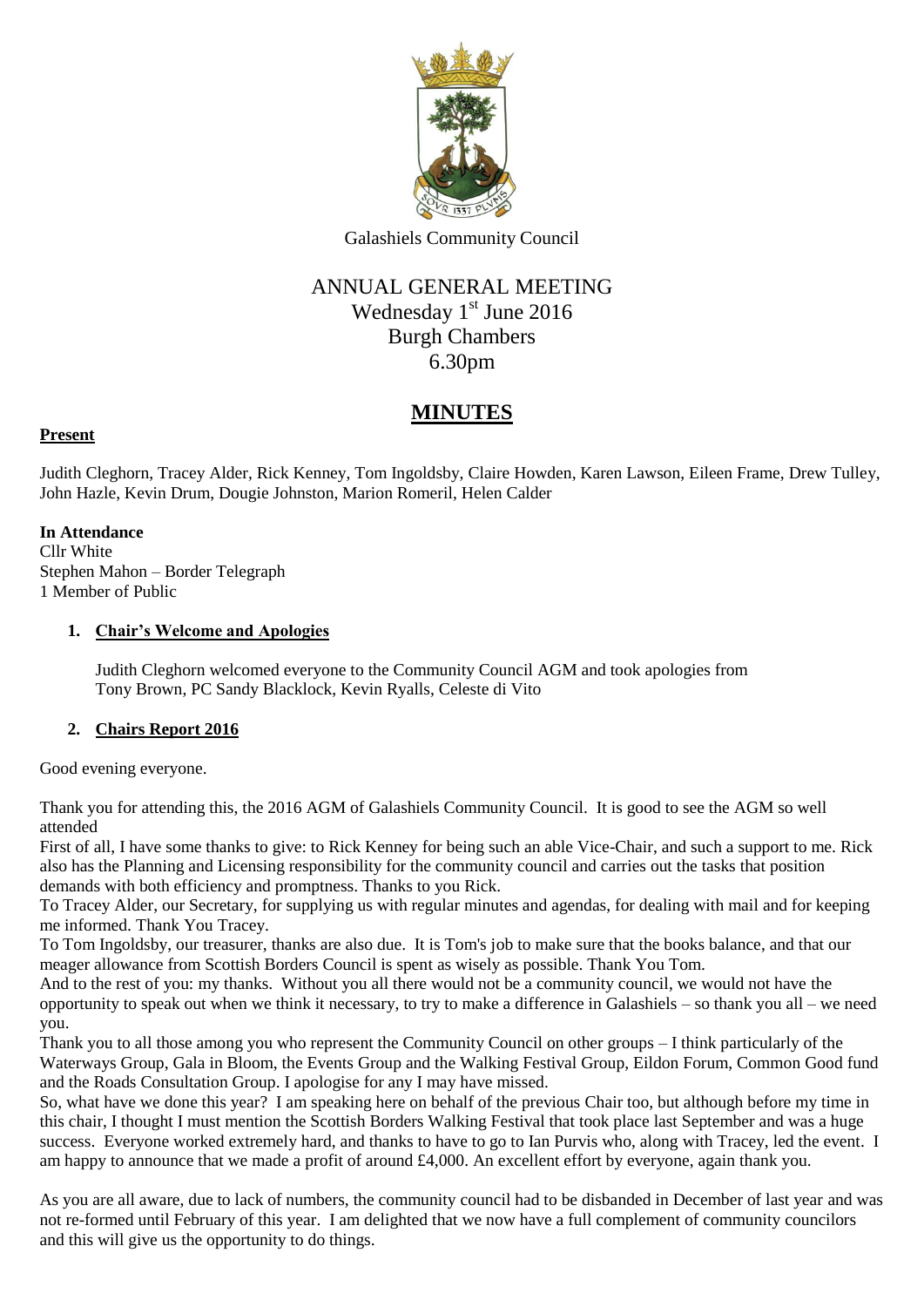Galashiels Community Council

# ANNUAL GENERAL MEETING

Wednesday 1st June 2016
Burgh Chambers
6.30pm

# MINUTES

**Present**

Judith Cleghorn, Tracey Alder, Rick Kenney, Tom Ingoldsby, Claire Howden, Karen Lawson, Eileen Frame, Drew Tulley, John Hazle, Kevin Drum, Dougie Johnston, Marion Romeril, Helen Calder

**In Attendance**

Cllr White
Stephen Mahon – Border Telegraph
1 Member of Public

1. **Chair's Welcome and Apologies**

   Judith Cleghorn welcomed everyone to the Community Council AGM and took apologies from Tony Brown, PC Sandy Blacklock, Kevin Ryalls, Celeste di Vito

2. **Chairs Report 2016**

Good evening everyone.

Thank you for attending this, the 2016 AGM of Galashiels Community Council. It is good to see the AGM so well attended

First of all, I have some thanks to give: to Rick Kenney for being such an able Vice-Chair, and such a support to me. Rick also has the Planning and Licensing responsibility for the community council and carries out the tasks that position demands with both efficiency and promptness. Thanks to you Rick.

To Tracey Alder, our Secretary, for supplying us with regular minutes and agendas, for dealing with mail and for keeping me informed. Thank You Tracey.

To Tom Ingoldsby, our treasurer, thanks are also due. It is Tom's job to make sure that the books balance, and that our meager allowance from Scottish Borders Council is spent as wisely as possible. Thank You Tom.

And to the rest of you: my thanks. Without you all there would not be a community council, we would not have the opportunity to speak out when we think it necessary, to try to make a difference in Galashiels – so thank you all – we need you.

Thank you to all those among you who represent the Community Council on other groups – I think particularly of the Waterways Group, Gala in Bloom, the Events Group and the Walking Festival Group, Eildon Forum, Common Good fund and the Roads Consultation Group. I apologise for any I may have missed.

So, what have we done this year? I am speaking here on behalf of the previous Chair too, but although before my time in this chair, I thought I must mention the Scottish Borders Walking Festival that took place last September and was a huge success. Everyone worked extremely hard, and thanks to have to go to Ian Purvis who, along with Tracey, led the event. I am happy to announce that we made a profit of around £4,000. An excellent effort by everyone, again thank you.

As you are all aware, due to lack of numbers, the community council had to be disbanded in December of last year and was not re-formed until February of this year. I am delighted that we now have a full complement of community councilors and this will give us the opportunity to do things.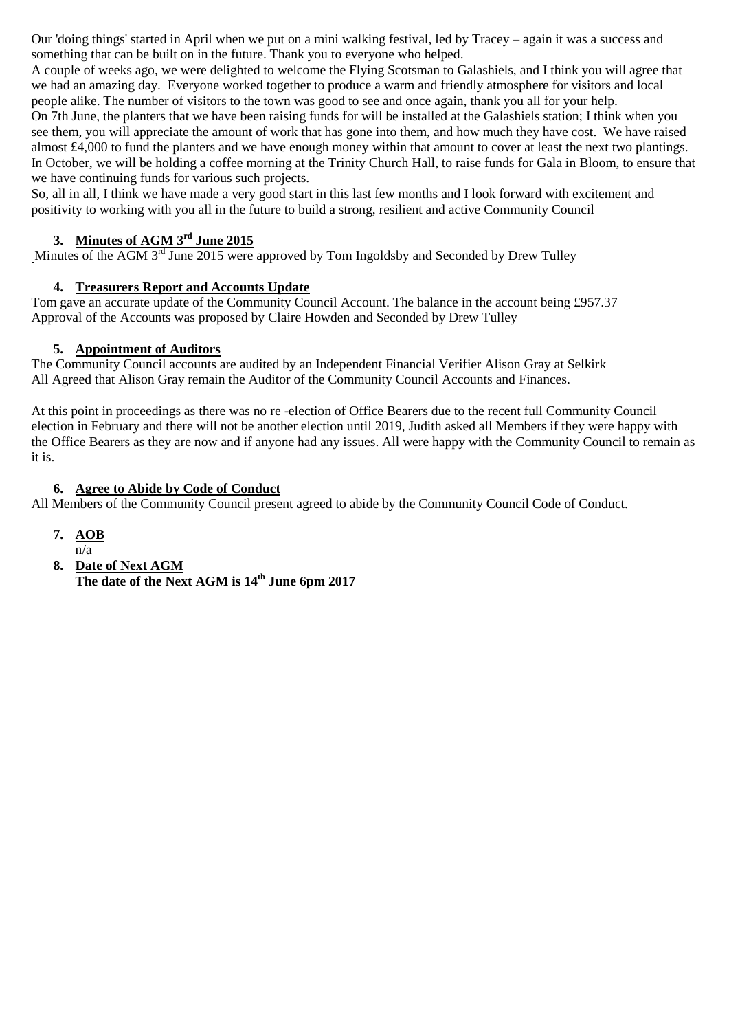Our 'doing things' started in April when we put on a mini walking festival, led by Tracey – again it was a success and something that can be built on in the future. Thank you to everyone who helped.

A couple of weeks ago, we were delighted to welcome the Flying Scotsman to Galashiels, and I think you will agree that we had an amazing day. Everyone worked together to produce a warm and friendly atmosphere for visitors and local people alike. The number of visitors to the town was good to see and once again, thank you all for your help.

On 7th June, the planters that we have been raising funds for will be installed at the Galashiels station; I think when you see them, you will appreciate the amount of work that has gone into them, and how much they have cost. We have raised almost £4,000 to fund the planters and we have enough money within that amount to cover at least the next two plantings. In October, we will be holding a coffee morning at the Trinity Church Hall, to raise funds for Gala in Bloom, to ensure that we have continuing funds for various such projects.

So, all in all, I think we have made a very good start in this last few months and I look forward with excitement and positivity to working with you all in the future to build a strong, resilient and active Community Council

3. **Minutes of AGM 3rd June 2015**

Minutes of the AGM 3rd June 2015 were approved by Tom Ingoldsby and Seconded by Drew Tulley

4. **Treasurers Report and Accounts Update**

Tom gave an accurate update of the Community Council Account. The balance in the account being £957.37

Approval of the Accounts was proposed by Claire Howden and Seconded by Drew Tulley

5. **Appointment of Auditors**

The Community Council accounts are audited by an Independent Financial Verifier Alison Gray at Selkirk

All Agreed that Alison Gray remain the Auditor of the Community Council Accounts and Finances.

At this point in proceedings as there was no re -election of Office Bearers due to the recent full Community Council election in February and there will not be another election until 2019, Judith asked all Members if they were happy with the Office Bearers as they are now and if anyone had any issues. All were happy with the Community Council to remain as it is.

6. **Agree to Abide by Code of Conduct**

All Members of the Community Council present agreed to abide by the Community Council Code of Conduct.

7. **AOB**

   n/a

8. **Date of Next AGM**

   **The date of the Next AGM is 14th June 6pm 2017**